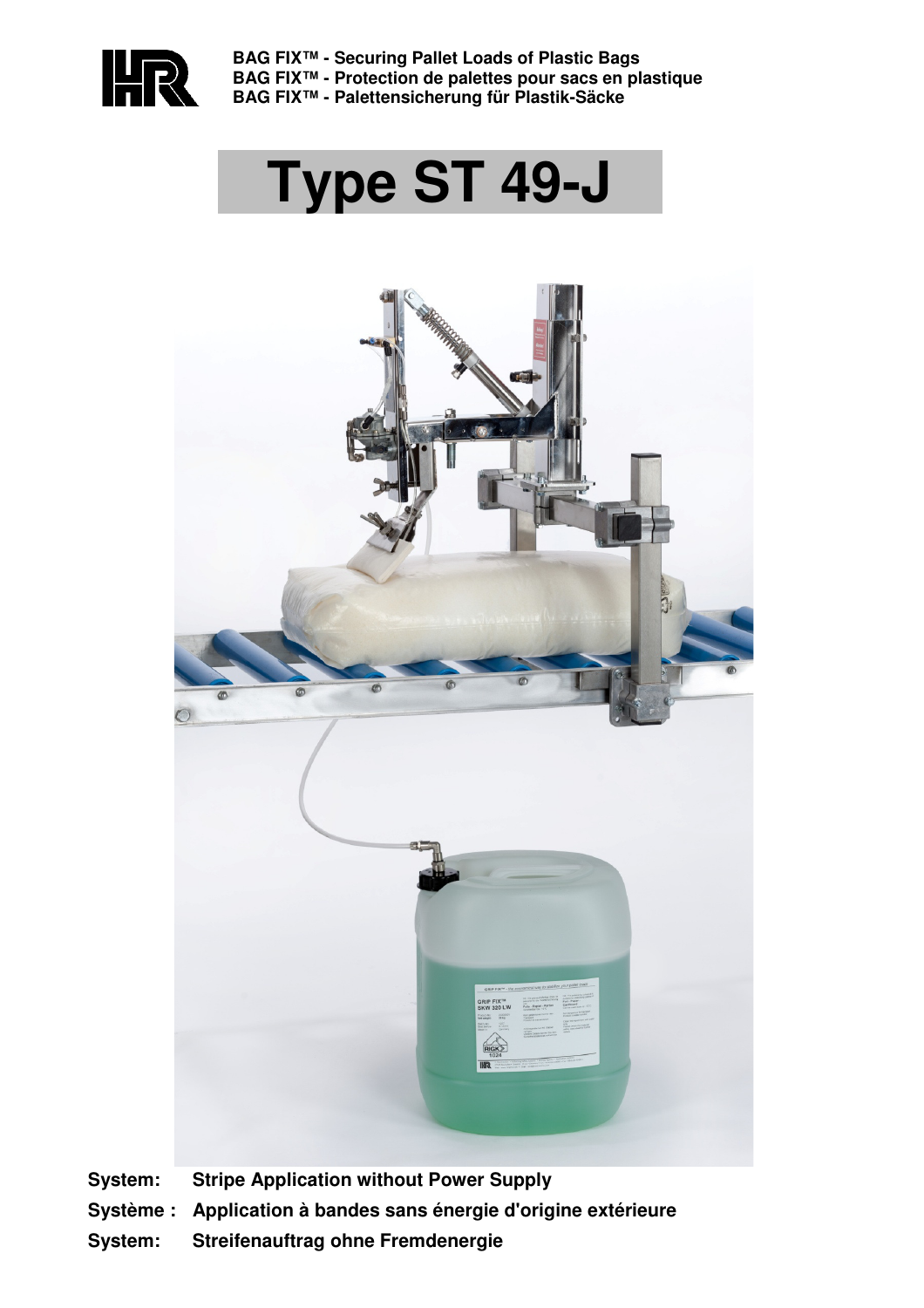**BAG FIX™ - Securing Pallet Loads of Plastic Bags**
**BAG FIX™ - Protection de palettes pour sacs en plastique**
**BAG FIX™ - Palettensicherung für Plastik-Säcke**

# Type ST 49-J

**System:** **Stripe Application without Power Supply**

**Système :** **Application à bandes sans énergie d'origine extérieure**

**System:** **Streifenauftrag ohne Fremdenergie**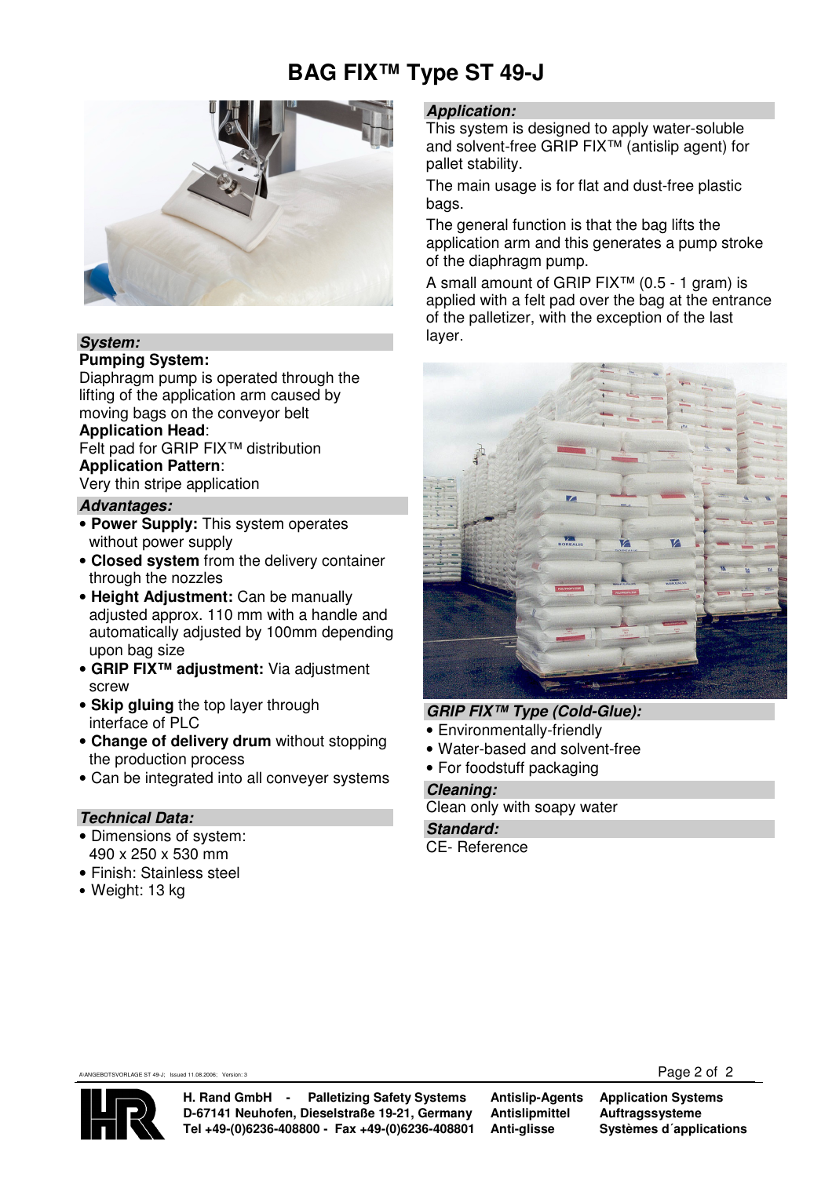# BAG FIX™ Type ST 49-J

## System:

**Pumping System:**
Diaphragm pump is operated through the lifting of the application arm caused by moving bags on the conveyor belt

**Application Head**:
Felt pad for GRIP FIX™ distribution

**Application Pattern**:
Very thin stripe application

## Advantages:

- **Power Supply:** This system operates without power supply
- **Closed system** from the delivery container through the nozzles
- **Height Adjustment:** Can be manually adjusted approx. 110 mm with a handle and automatically adjusted by 100mm depending upon bag size
- **GRIP FIX™ adjustment:** Via adjustment screw
- **Skip gluing** the top layer through interface of PLC
- **Change of delivery drum** without stopping the production process
- Can be integrated into all conveyer systems

## Technical Data:

- Dimensions of system: 490 x 250 x 530 mm
- Finish: Stainless steel
- Weight: 13 kg

## Application:

This system is designed to apply water-soluble and solvent-free GRIP FIX™ (antislip agent) for pallet stability.

The main usage is for flat and dust-free plastic bags.

The general function is that the bag lifts the application arm and this generates a pump stroke of the diaphragm pump.

A small amount of GRIP FIX™ (0.5 - 1 gram) is applied with a felt pad over the bag at the entrance of the palletizer, with the exception of the last layer.

## GRIP FIX™ Type (Cold-Glue):

- Environmentally-friendly
- Water-based and solvent-free
- For foodstuff packaging

## Cleaning:

Clean only with soapy water

## Standard:

CE- Reference

A:\ANGEBOTSVORLAGE ST 49-J; Issued 11.08.2006; Version: 3

**H. Rand GmbH - Palletizing Safety Systems**
**D-67141 Neuhofen, Dieselstraße 19-21, Germany**
**Tel +49-(0)6236-408800 - Fax +49-(0)6236-408801**

**Antislip-Agents** / **Antislipmittel** / **Anti-glisse**

**Application Systems** / **Auftragssysteme** / **Systèmes d´applications**